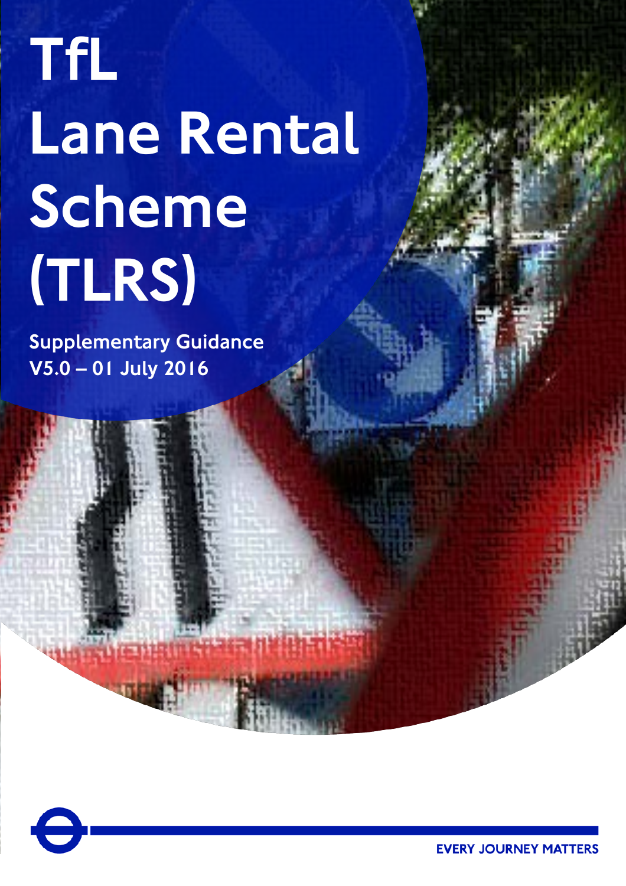# TfL Lane Rental Scheme (TLRS)

**Supplementary Guidance**
**V5.0 – 01 July 2016**

EVERY JOURNEY MATTERS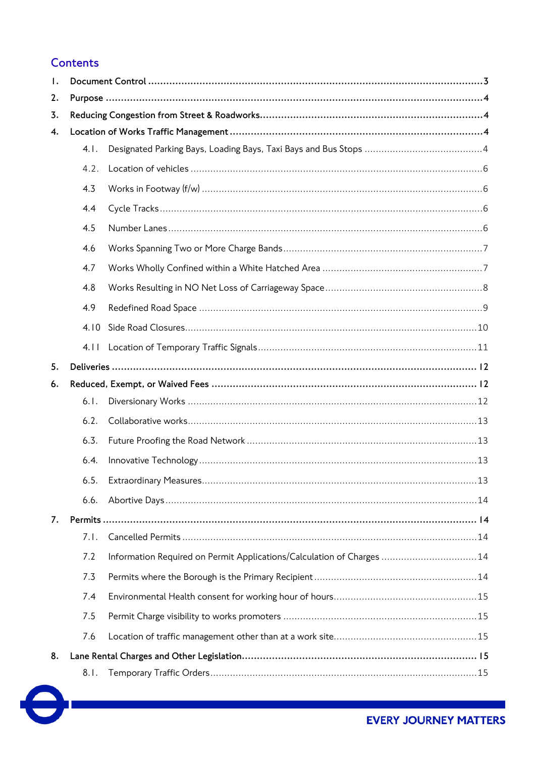## Contents

1. Document Control ....3
2. Purpose ....4
3. Reducing Congestion from Street & Roadworks....4
4. Location of Works Traffic Management....4
   - 4.1. Designated Parking Bays, Loading Bays, Taxi Bays and Bus Stops ....4
   - 4.2. Location of vehicles ....6
   - 4.3 Works in Footway (f/w) ....6
   - 4.4 Cycle Tracks....6
   - 4.5 Number Lanes....6
   - 4.6 Works Spanning Two or More Charge Bands....7
   - 4.7 Works Wholly Confined within a White Hatched Area ....7
   - 4.8 Works Resulting in NO Net Loss of Carriageway Space....8
   - 4.9 Redefined Road Space ....9
   - 4.10 Side Road Closures....10
   - 4.11 Location of Temporary Traffic Signals....11
5. Deliveries ....12
6. Reduced, Exempt, or Waived Fees ....12
   - 6.1. Diversionary Works ....12
   - 6.2. Collaborative works....13
   - 6.3. Future Proofing the Road Network ....13
   - 6.4. Innovative Technology....13
   - 6.5. Extraordinary Measures....13
   - 6.6. Abortive Days....14
7. Permits ....14
   - 7.1. Cancelled Permits ....14
   - 7.2 Information Required on Permit Applications/Calculation of Charges ....14
   - 7.3 Permits where the Borough is the Primary Recipient....14
   - 7.4 Environmental Health consent for working hour of hours....15
   - 7.5 Permit Charge visibility to works promoters ....15
   - 7.6 Location of traffic management other than at a work site....15
8. Lane Rental Charges and Other Legislation....15
   - 8.1. Temporary Traffic Orders....15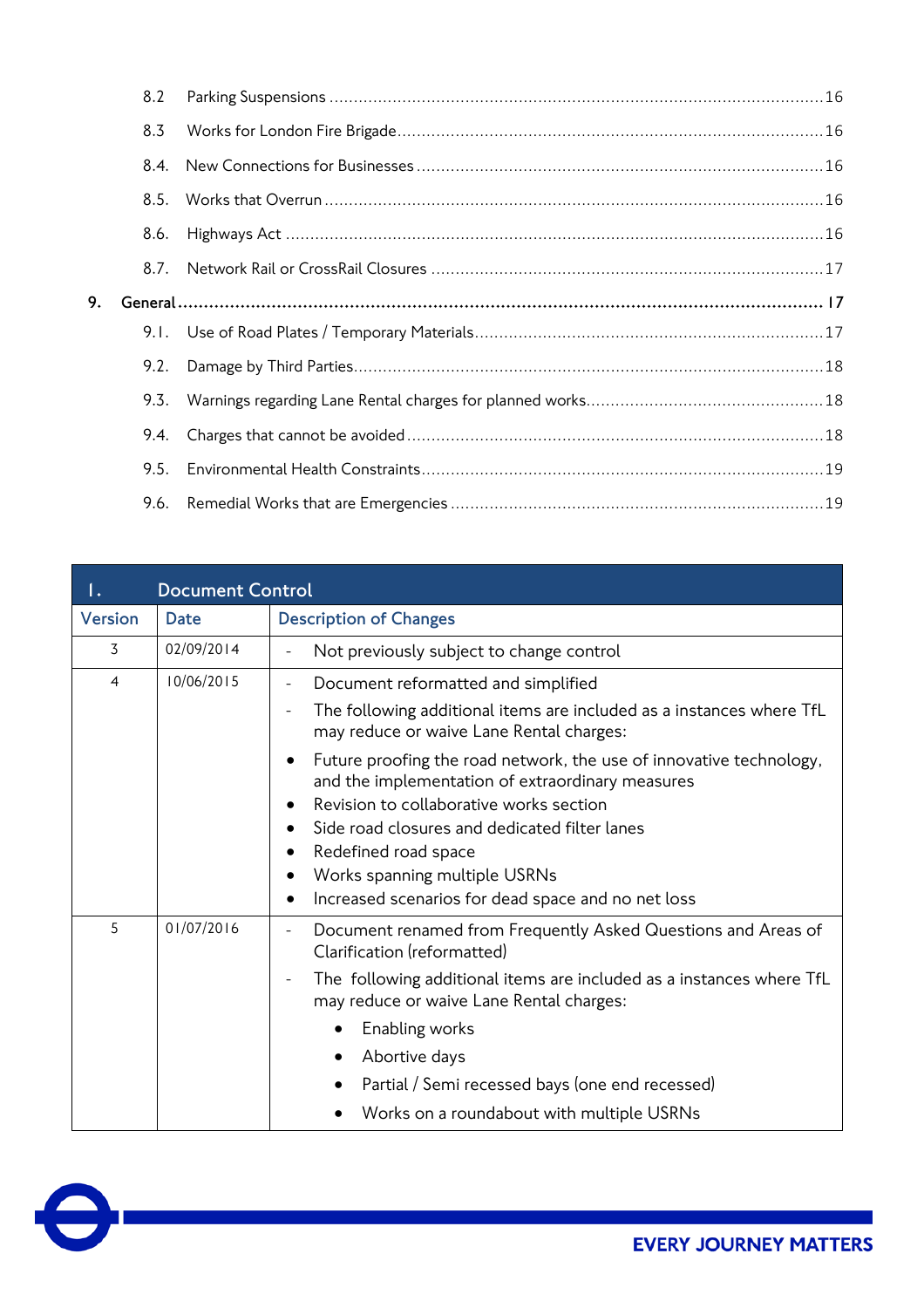- 8.2 Parking Suspensions ..... 16
- 8.3 Works for London Fire Brigade ..... 16
- 8.4. New Connections for Businesses ..... 16
- 8.5. Works that Overrun ..... 16
- 8.6. Highways Act ..... 16
- 8.7. Network Rail or CrossRail Closures ..... 17

**9. General ..... 17**

- 9.1. Use of Road Plates / Temporary Materials ..... 17
- 9.2. Damage by Third Parties ..... 18
- 9.3. Warnings regarding Lane Rental charges for planned works ..... 18
- 9.4. Charges that cannot be avoided ..... 18
- 9.5. Environmental Health Constraints ..... 19
- 9.6. Remedial Works that are Emergencies ..... 19

## 1. Document Control

| Version | Date | Description of Changes |
|---|---|---|
| 3 | 02/09/2014 | - Not previously subject to change control |
| 4 | 10/06/2015 | - Document reformatted and simplified<br>- The following additional items are included as a instances where TfL may reduce or waive Lane Rental charges:<br>• Future proofing the road network, the use of innovative technology, and the implementation of extraordinary measures<br>• Revision to collaborative works section<br>• Side road closures and dedicated filter lanes<br>• Redefined road space<br>• Works spanning multiple USRNs<br>• Increased scenarios for dead space and no net loss |
| 5 | 01/07/2016 | - Document renamed from Frequently Asked Questions and Areas of Clarification (reformatted)<br>- The following additional items are included as a instances where TfL may reduce or waive Lane Rental charges:<br>• Enabling works<br>• Abortive days<br>• Partial / Semi recessed bays (one end recessed)<br>• Works on a roundabout with multiple USRNs |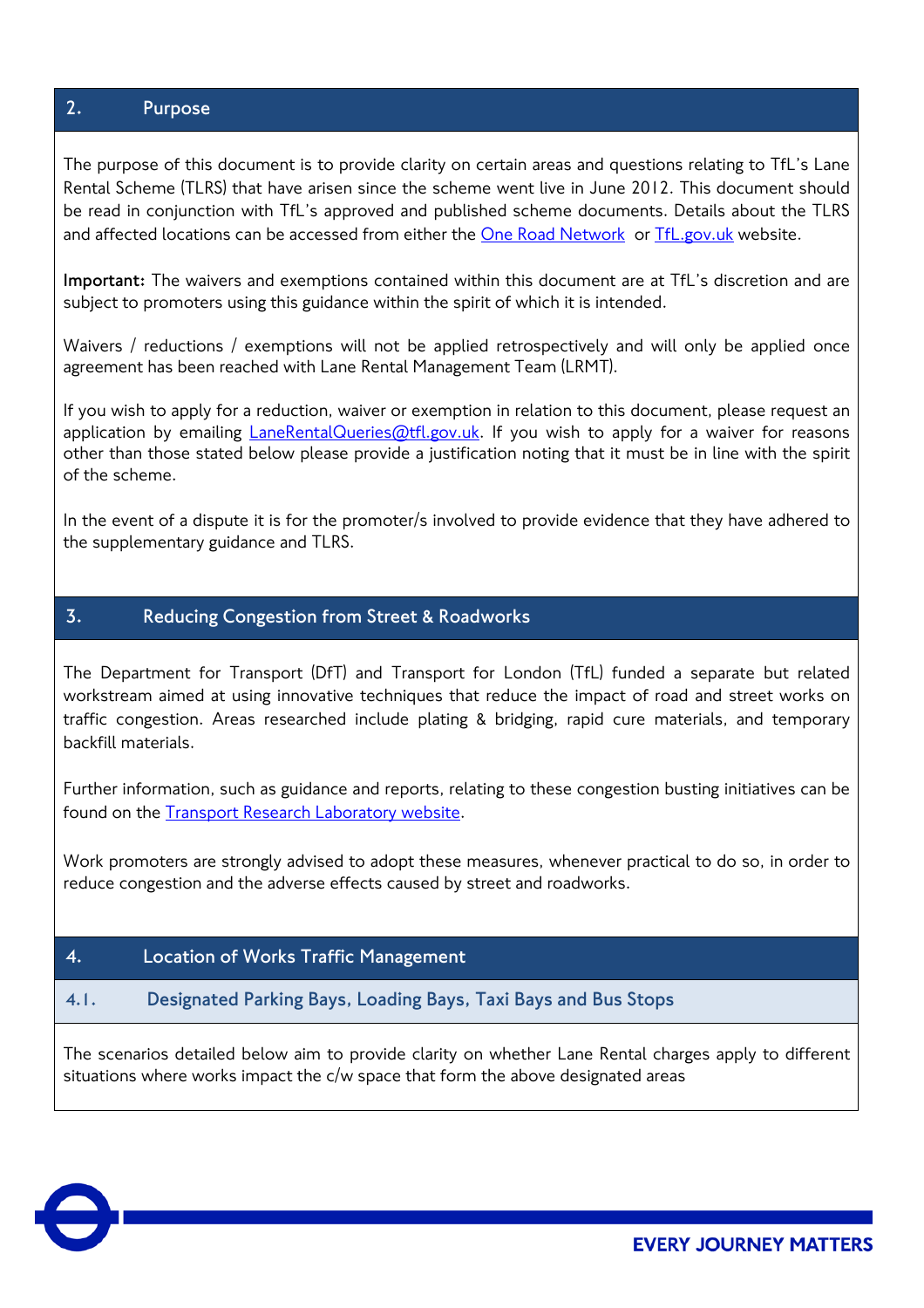## 2. Purpose

The purpose of this document is to provide clarity on certain areas and questions relating to TfL's Lane Rental Scheme (TLRS) that have arisen since the scheme went live in June 2012. This document should be read in conjunction with TfL's approved and published scheme documents. Details about the TLRS and affected locations can be accessed from either the One Road Network or TfL.gov.uk website.

**Important:** The waivers and exemptions contained within this document are at TfL's discretion and are subject to promoters using this guidance within the spirit of which it is intended.

Waivers / reductions / exemptions will not be applied retrospectively and will only be applied once agreement has been reached with Lane Rental Management Team (LRMT).

If you wish to apply for a reduction, waiver or exemption in relation to this document, please request an application by emailing LaneRentalQueries@tfl.gov.uk. If you wish to apply for a waiver for reasons other than those stated below please provide a justification noting that it must be in line with the spirit of the scheme.

In the event of a dispute it is for the promoter/s involved to provide evidence that they have adhered to the supplementary guidance and TLRS.

## 3. Reducing Congestion from Street & Roadworks

The Department for Transport (DfT) and Transport for London (TfL) funded a separate but related workstream aimed at using innovative techniques that reduce the impact of road and street works on traffic congestion. Areas researched include plating & bridging, rapid cure materials, and temporary backfill materials.

Further information, such as guidance and reports, relating to these congestion busting initiatives can be found on the Transport Research Laboratory website.

Work promoters are strongly advised to adopt these measures, whenever practical to do so, in order to reduce congestion and the adverse effects caused by street and roadworks.

## 4. Location of Works Traffic Management

### 4.1. Designated Parking Bays, Loading Bays, Taxi Bays and Bus Stops

The scenarios detailed below aim to provide clarity on whether Lane Rental charges apply to different situations where works impact the c/w space that form the above designated areas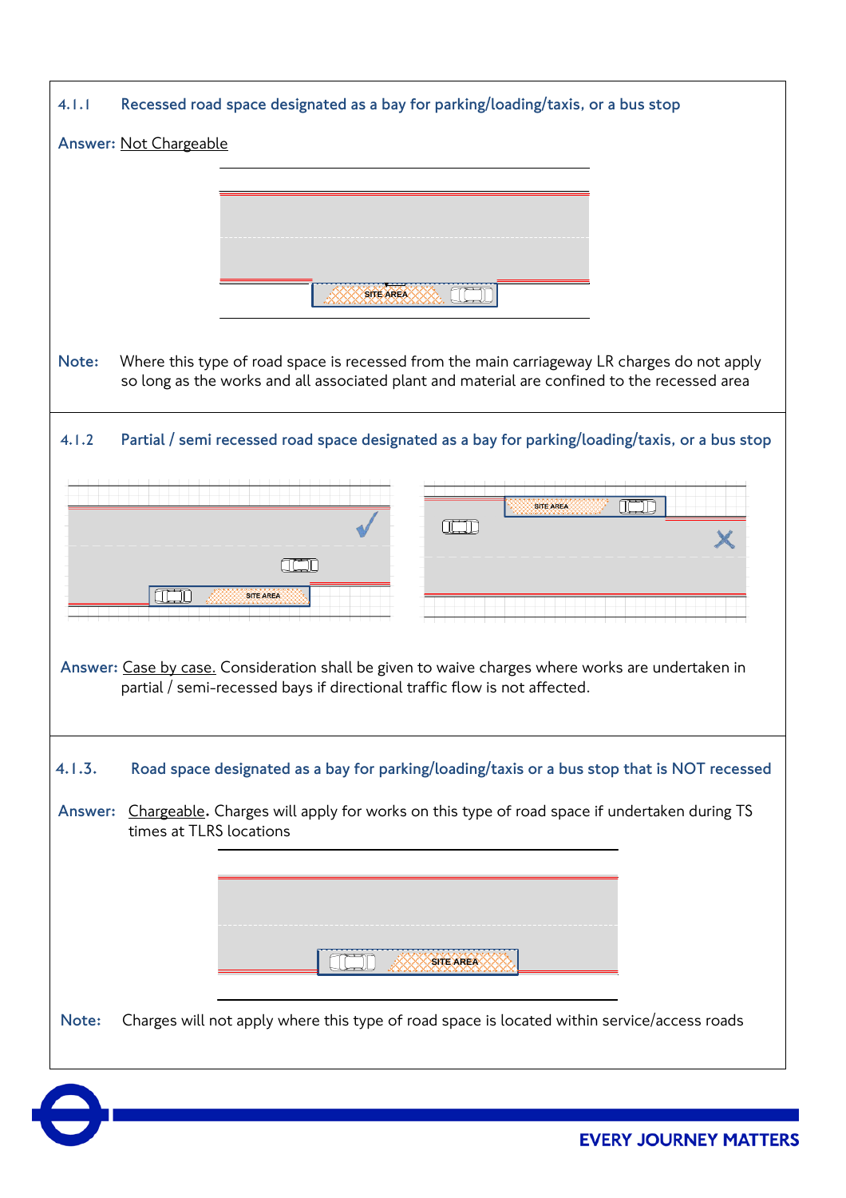### 4.1.1 Recessed road space designated as a bay for parking/loading/taxis, or a bus stop

**Answer:** Not Chargeable

SITE AREA

**Note:** Where this type of road space is recessed from the main carriageway LR charges do not apply so long as the works and all associated plant and material are confined to the recessed area

### 4.1.2 Partial / semi recessed road space designated as a bay for parking/loading/taxis, or a bus stop

SITE AREA

SITE AREA

**Answer:** Case by case. Consideration shall be given to waive charges where works are undertaken in partial / semi-recessed bays if directional traffic flow is not affected.

### 4.1.3. Road space designated as a bay for parking/loading/taxis or a bus stop that is NOT recessed

**Answer:** Chargeable. Charges will apply for works on this type of road space if undertaken during TS times at TLRS locations

SITE AREA

**Note:** Charges will not apply where this type of road space is located within service/access roads

EVERY JOURNEY MATTERS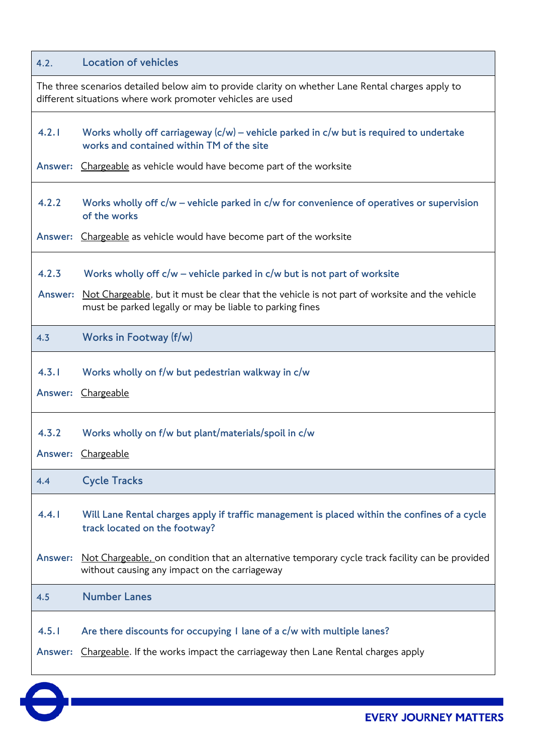## 4.2. Location of vehicles

The three scenarios detailed below aim to provide clarity on whether Lane Rental charges apply to different situations where work promoter vehicles are used

### 4.2.1 Works wholly off carriageway (c/w) – vehicle parked in c/w but is required to undertake works and contained within TM of the site

**Answer:** Chargeable as vehicle would have become part of the worksite

### 4.2.2 Works wholly off c/w – vehicle parked in c/w for convenience of operatives or supervision of the works

**Answer:** Chargeable as vehicle would have become part of the worksite

### 4.2.3 Works wholly off c/w – vehicle parked in c/w but is not part of worksite

**Answer:** Not Chargeable, but it must be clear that the vehicle is not part of worksite and the vehicle must be parked legally or may be liable to parking fines

## 4.3 Works in Footway (f/w)

### 4.3.1 Works wholly on f/w but pedestrian walkway in c/w

**Answer:** Chargeable

### 4.3.2 Works wholly on f/w but plant/materials/spoil in c/w

**Answer:** Chargeable

## 4.4 Cycle Tracks

### 4.4.1 Will Lane Rental charges apply if traffic management is placed within the confines of a cycle track located on the footway?

**Answer:** Not Chargeable, on condition that an alternative temporary cycle track facility can be provided without causing any impact on the carriageway

## 4.5 Number Lanes

### 4.5.1 Are there discounts for occupying 1 lane of a c/w with multiple lanes?

**Answer:** Chargeable. If the works impact the carriageway then Lane Rental charges apply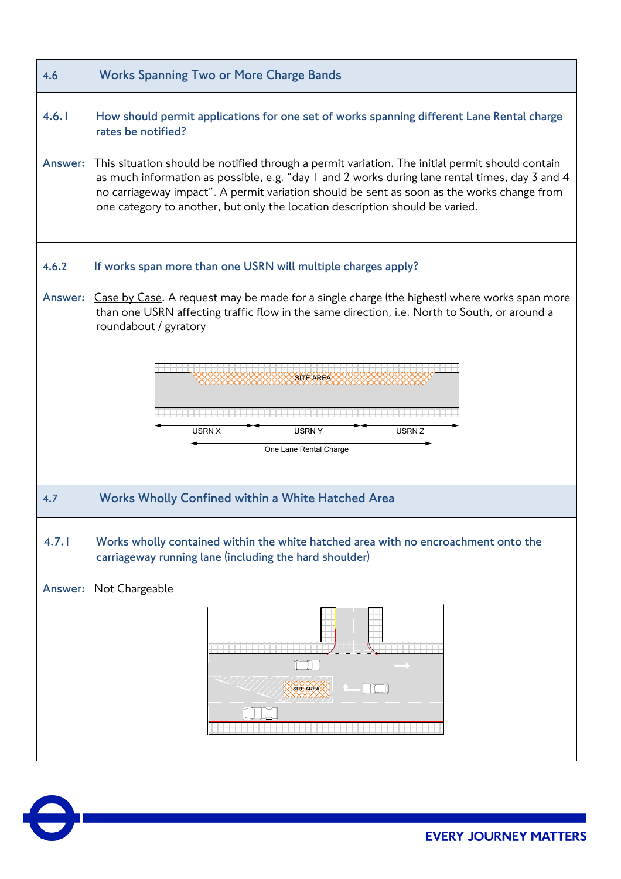## 4.6 Works Spanning Two or More Charge Bands

### 4.6.1 How should permit applications for one set of works spanning different Lane Rental charge rates be notified?

**Answer:** This situation should be notified through a permit variation. The initial permit should contain as much information as possible, e.g. "day 1 and 2 works during lane rental times, day 3 and 4 no carriageway impact". A permit variation should be sent as soon as the works change from one category to another, but only the location description should be varied.

### 4.6.2 If works span more than one USRN will multiple charges apply?

**Answer:** Case by Case. A request may be made for a single charge (the highest) where works span more than one USRN affecting traffic flow in the same direction, i.e. North to South, or around a roundabout / gyratory

SITE AREA

USRN X | USRN Y | USRN Z

One Lane Rental Charge

## 4.7 Works Wholly Confined within a White Hatched Area

### 4.7.1 Works wholly contained within the white hatched area with no encroachment onto the carriageway running lane (including the hard shoulder)

**Answer:** Not Chargeable

SITE AREA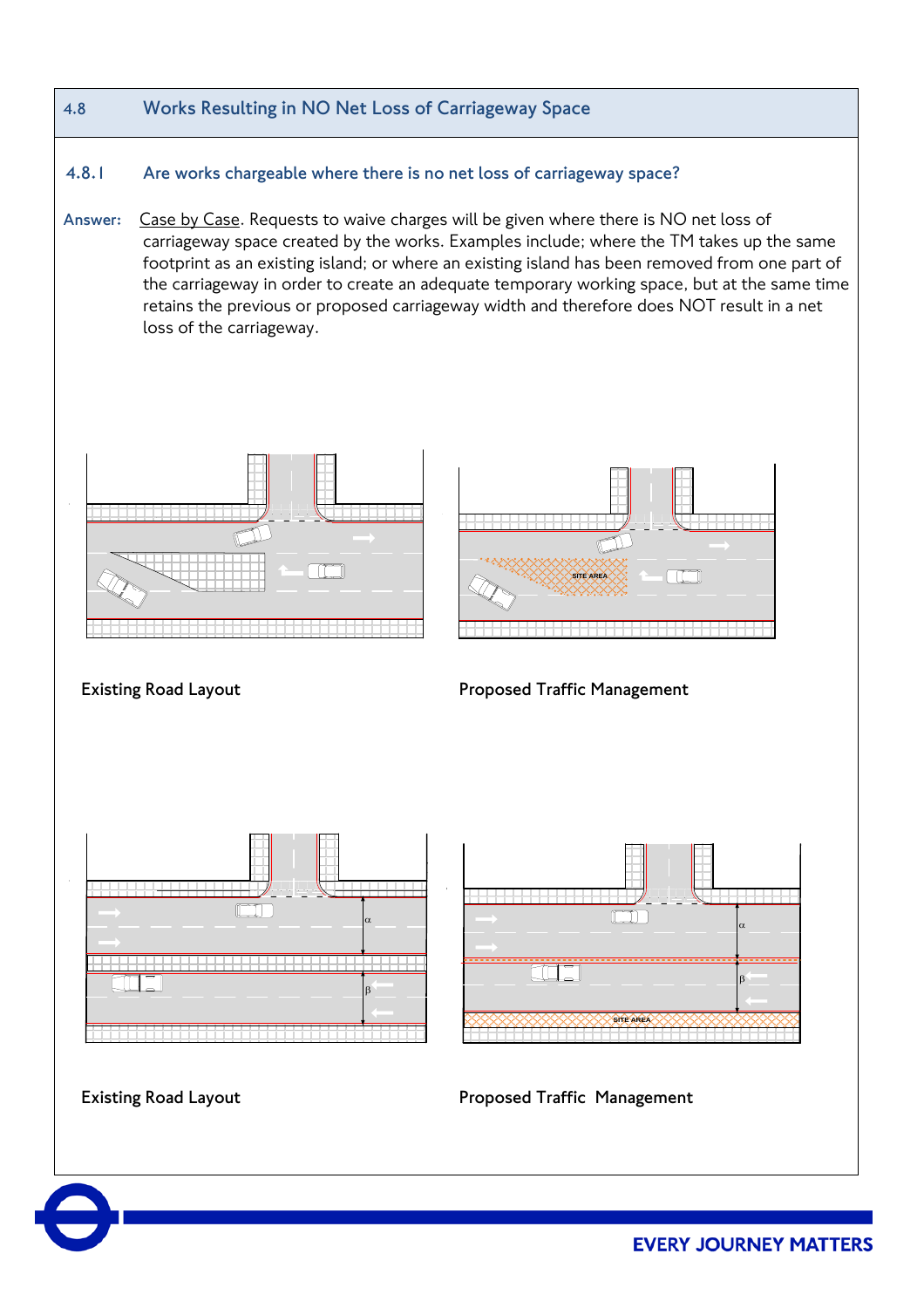## 4.8 Works Resulting in NO Net Loss of Carriageway Space

### 4.8.1 Are works chargeable where there is no net loss of carriageway space?

**Answer:** Case by Case. Requests to waive charges will be given where there is NO net loss of carriageway space created by the works. Examples include; where the TM takes up the same footprint as an existing island; or where an existing island has been removed from one part of the carriageway in order to create an adequate temporary working space, but at the same time retains the previous or proposed carriageway width and therefore does NOT result in a net loss of the carriageway.

Existing Road Layout

Proposed Traffic Management

Existing Road Layout

Proposed Traffic Management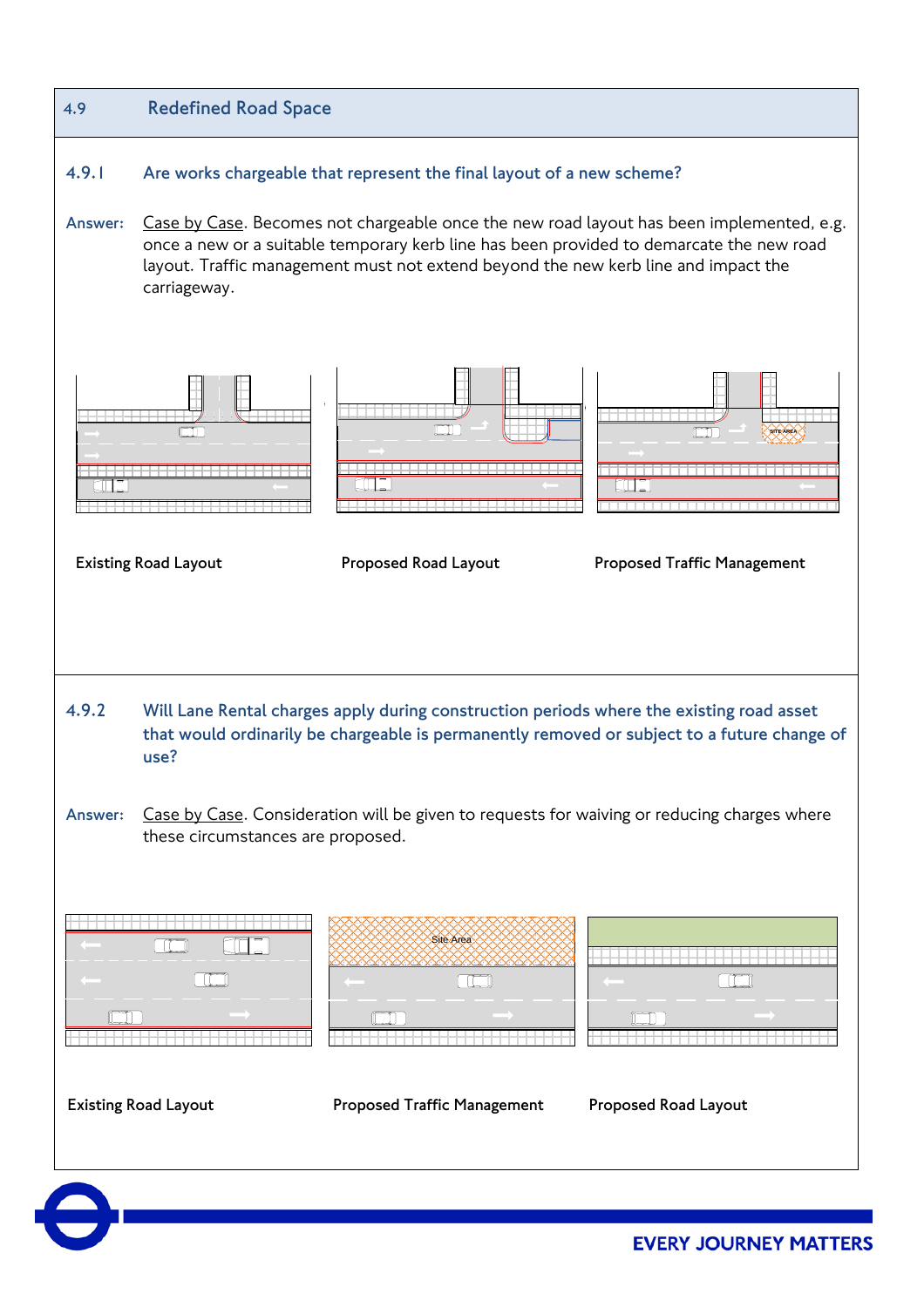## 4.9 Redefined Road Space

### 4.9.1 Are works chargeable that represent the final layout of a new scheme?

**Answer:** Case by Case. Becomes not chargeable once the new road layout has been implemented, e.g. once a new or a suitable temporary kerb line has been provided to demarcate the new road layout. Traffic management must not extend beyond the new kerb line and impact the carriageway.

Existing Road Layout

Proposed Road Layout

Proposed Traffic Management

### 4.9.2 Will Lane Rental charges apply during construction periods where the existing road asset that would ordinarily be chargeable is permanently removed or subject to a future change of use?

**Answer:** Case by Case. Consideration will be given to requests for waiving or reducing charges where these circumstances are proposed.

Existing Road Layout

Proposed Traffic Management

Proposed Road Layout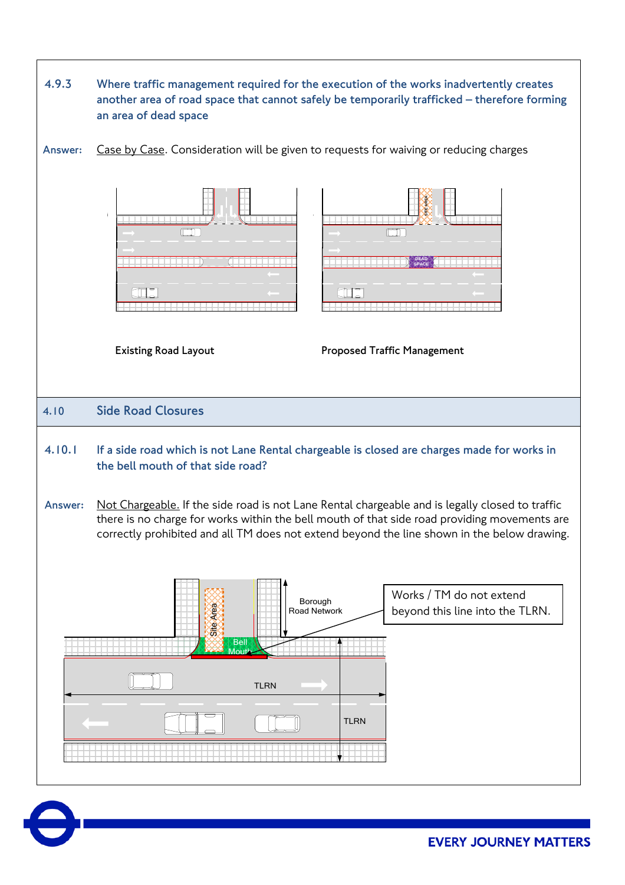**4.9.3** Where traffic management required for the execution of the works inadvertently creates another area of road space that cannot safely be temporarily trafficked – therefore forming an area of dead space

**Answer:** Case by Case. Consideration will be given to requests for waiving or reducing charges

Existing Road Layout

Proposed Traffic Management

## 4.10 Side Road Closures

**4.10.1** If a side road which is not Lane Rental chargeable is closed are charges made for works in the bell mouth of that side road?

**Answer:** Not Chargeable. If the side road is not Lane Rental chargeable and is legally closed to traffic there is no charge for works within the bell mouth of that side road providing movements are correctly prohibited and all TM does not extend beyond the line shown in the below drawing.

Works / TM do not extend beyond this line into the TLRN.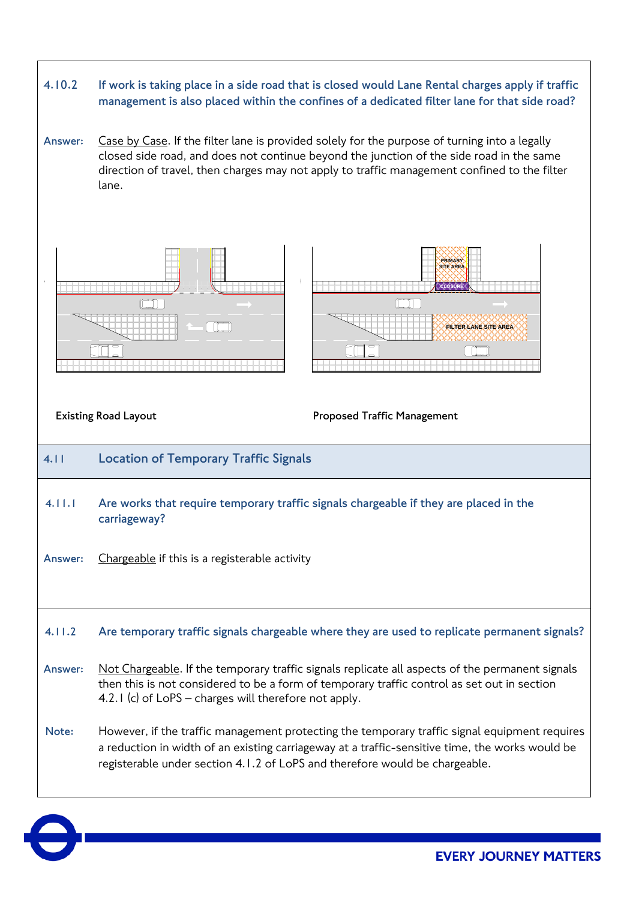**4.10.2 If work is taking place in a side road that is closed would Lane Rental charges apply if traffic management is also placed within the confines of a dedicated filter lane for that side road?**

**Answer:** Case by Case. If the filter lane is provided solely for the purpose of turning into a legally closed side road, and does not continue beyond the junction of the side road in the same direction of travel, then charges may not apply to traffic management confined to the filter lane.

Existing Road Layout

Proposed Traffic Management

## 4.11 Location of Temporary Traffic Signals

**4.11.1 Are works that require temporary traffic signals chargeable if they are placed in the carriageway?**

**Answer:** Chargeable if this is a registerable activity

**4.11.2 Are temporary traffic signals chargeable where they are used to replicate permanent signals?**

**Answer:** Not Chargeable. If the temporary traffic signals replicate all aspects of the permanent signals then this is not considered to be a form of temporary traffic control as set out in section 4.2.1 (c) of LoPS – charges will therefore not apply.

**Note:** However, if the traffic management protecting the temporary traffic signal equipment requires a reduction in width of an existing carriageway at a traffic-sensitive time, the works would be registerable under section 4.1.2 of LoPS and therefore would be chargeable.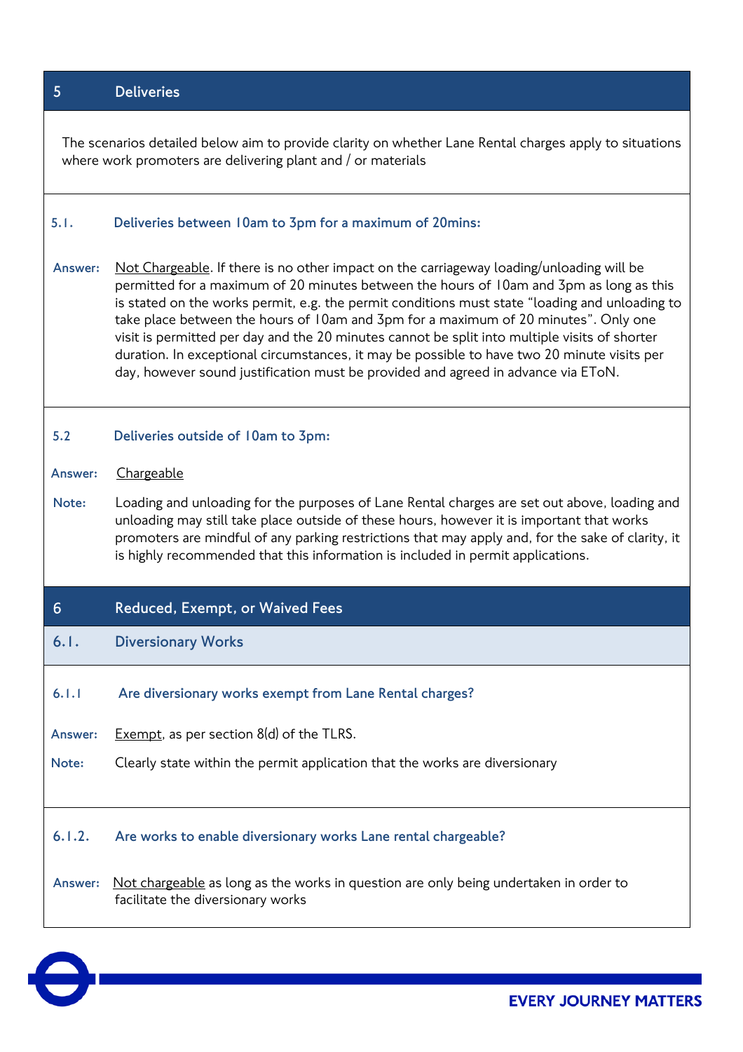## 5 Deliveries

The scenarios detailed below aim to provide clarity on whether Lane Rental charges apply to situations where work promoters are delivering plant and / or materials

### 5.1. Deliveries between 10am to 3pm for a maximum of 20mins:

**Answer:** Not Chargeable. If there is no other impact on the carriageway loading/unloading will be permitted for a maximum of 20 minutes between the hours of 10am and 3pm as long as this is stated on the works permit, e.g. the permit conditions must state "loading and unloading to take place between the hours of 10am and 3pm for a maximum of 20 minutes". Only one visit is permitted per day and the 20 minutes cannot be split into multiple visits of shorter duration. In exceptional circumstances, it may be possible to have two 20 minute visits per day, however sound justification must be provided and agreed in advance via EToN.

### 5.2 Deliveries outside of 10am to 3pm:

**Answer:** Chargeable

**Note:** Loading and unloading for the purposes of Lane Rental charges are set out above, loading and unloading may still take place outside of these hours, however it is important that works promoters are mindful of any parking restrictions that may apply and, for the sake of clarity, it is highly recommended that this information is included in permit applications.

## 6 Reduced, Exempt, or Waived Fees

### 6.1. Diversionary Works

#### 6.1.1 Are diversionary works exempt from Lane Rental charges?

**Answer:** Exempt, as per section 8(d) of the TLRS.

**Note:** Clearly state within the permit application that the works are diversionary

#### 6.1.2. Are works to enable diversionary works Lane rental chargeable?

**Answer:** Not chargeable as long as the works in question are only being undertaken in order to facilitate the diversionary works

EVERY JOURNEY MATTERS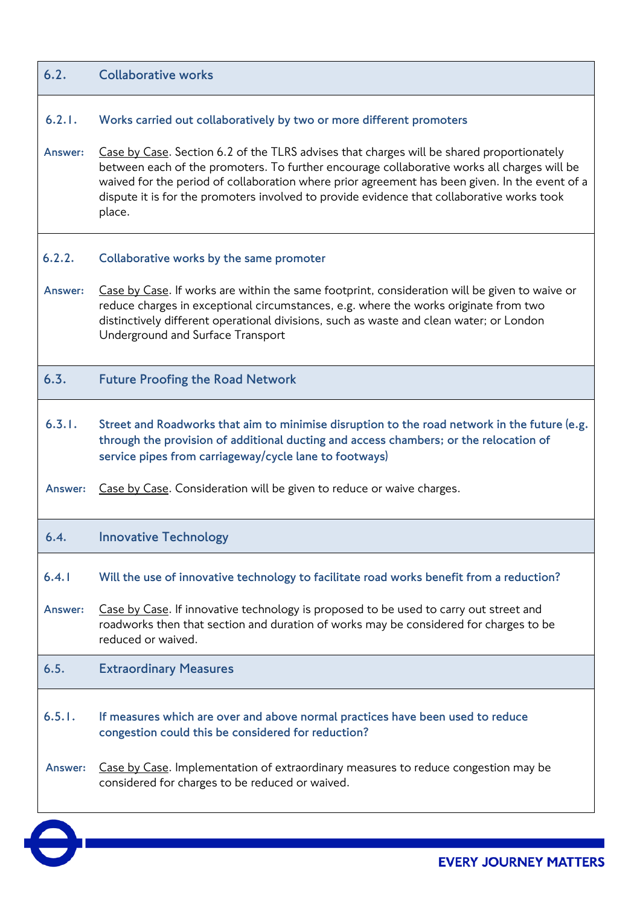## 6.2. Collaborative works

### 6.2.1. Works carried out collaboratively by two or more different promoters

**Answer:** Case by Case. Section 6.2 of the TLRS advises that charges will be shared proportionately between each of the promoters. To further encourage collaborative works all charges will be waived for the period of collaboration where prior agreement has been given. In the event of a dispute it is for the promoters involved to provide evidence that collaborative works took place.

### 6.2.2. Collaborative works by the same promoter

**Answer:** Case by Case. If works are within the same footprint, consideration will be given to waive or reduce charges in exceptional circumstances, e.g. where the works originate from two distinctively different operational divisions, such as waste and clean water; or London Underground and Surface Transport

## 6.3. Future Proofing the Road Network

### 6.3.1. Street and Roadworks that aim to minimise disruption to the road network in the future (e.g. through the provision of additional ducting and access chambers; or the relocation of service pipes from carriageway/cycle lane to footways)

**Answer:** Case by Case. Consideration will be given to reduce or waive charges.

## 6.4. Innovative Technology

### 6.4.1 Will the use of innovative technology to facilitate road works benefit from a reduction?

**Answer:** Case by Case. If innovative technology is proposed to be used to carry out street and roadworks then that section and duration of works may be considered for charges to be reduced or waived.

## 6.5. Extraordinary Measures

### 6.5.1. If measures which are over and above normal practices have been used to reduce congestion could this be considered for reduction?

**Answer:** Case by Case. Implementation of extraordinary measures to reduce congestion may be considered for charges to be reduced or waived.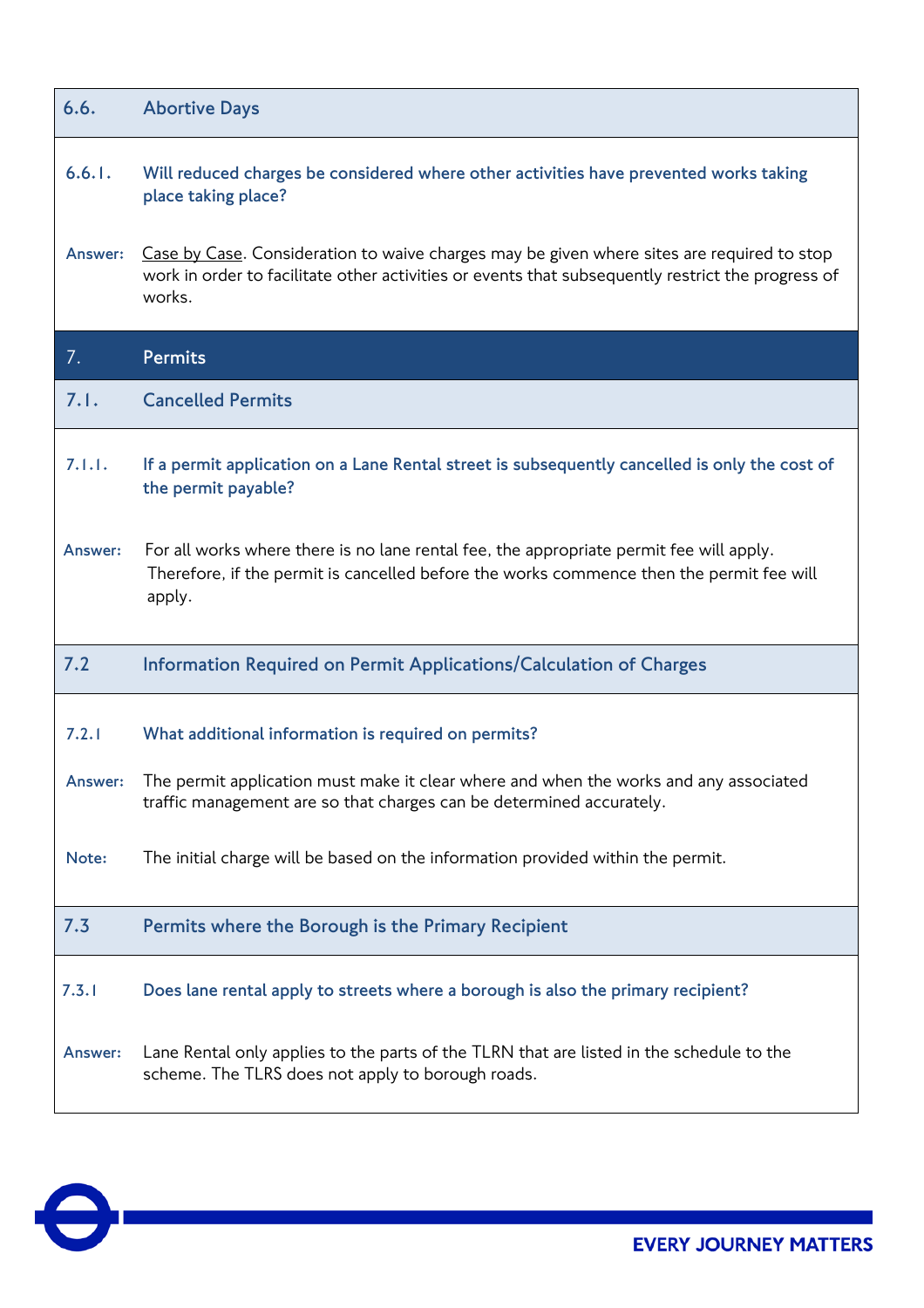## 6.6. Abortive Days

**6.6.1. Will reduced charges be considered where other activities have prevented works taking place taking place?**

Answer: Case by Case. Consideration to waive charges may be given where sites are required to stop work in order to facilitate other activities or events that subsequently restrict the progress of works.

# 7. Permits

## 7.1. Cancelled Permits

**7.1.1. If a permit application on a Lane Rental street is subsequently cancelled is only the cost of the permit payable?**

Answer: For all works where there is no lane rental fee, the appropriate permit fee will apply. Therefore, if the permit is cancelled before the works commence then the permit fee will apply.

## 7.2 Information Required on Permit Applications/Calculation of Charges

**7.2.1 What additional information is required on permits?**

Answer: The permit application must make it clear where and when the works and any associated traffic management are so that charges can be determined accurately.

Note: The initial charge will be based on the information provided within the permit.

## 7.3 Permits where the Borough is the Primary Recipient

**7.3.1 Does lane rental apply to streets where a borough is also the primary recipient?**

Answer: Lane Rental only applies to the parts of the TLRN that are listed in the schedule to the scheme. The TLRS does not apply to borough roads.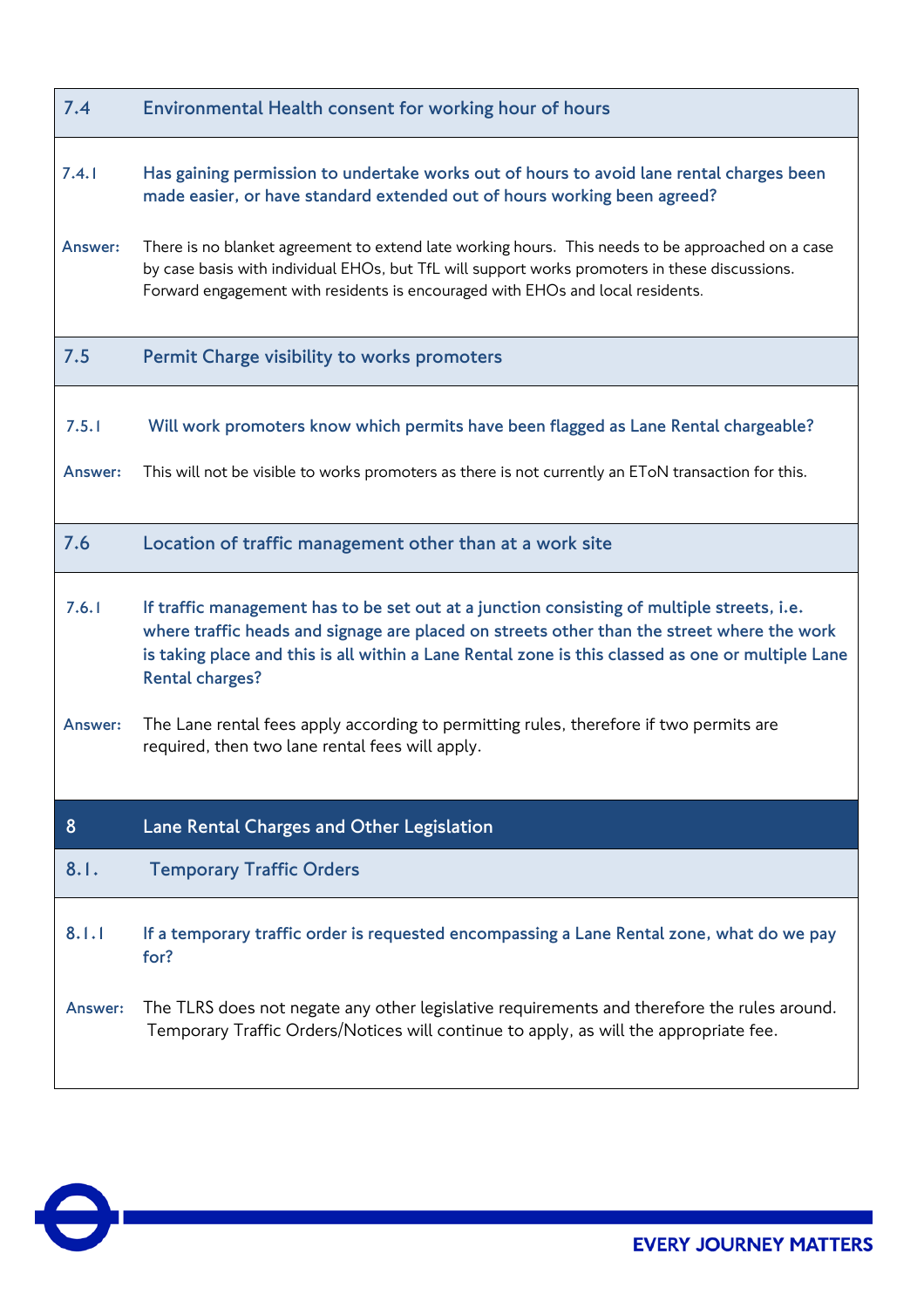## 7.4 Environmental Health consent for working hour of hours

**7.4.1 Has gaining permission to undertake works out of hours to avoid lane rental charges been made easier, or have standard extended out of hours working been agreed?**

**Answer:** There is no blanket agreement to extend late working hours. This needs to be approached on a case by case basis with individual EHOs, but TfL will support works promoters in these discussions. Forward engagement with residents is encouraged with EHOs and local residents.

## 7.5 Permit Charge visibility to works promoters

**7.5.1 Will work promoters know which permits have been flagged as Lane Rental chargeable?**

**Answer:** This will not be visible to works promoters as there is not currently an EToN transaction for this.

## 7.6 Location of traffic management other than at a work site

**7.6.1 If traffic management has to be set out at a junction consisting of multiple streets, i.e. where traffic heads and signage are placed on streets other than the street where the work is taking place and this is all within a Lane Rental zone is this classed as one or multiple Lane Rental charges?**

**Answer:** The Lane rental fees apply according to permitting rules, therefore if two permits are required, then two lane rental fees will apply.

# 8 Lane Rental Charges and Other Legislation

## 8.1. Temporary Traffic Orders

**8.1.1 If a temporary traffic order is requested encompassing a Lane Rental zone, what do we pay for?**

**Answer:** The TLRS does not negate any other legislative requirements and therefore the rules around. Temporary Traffic Orders/Notices will continue to apply, as will the appropriate fee.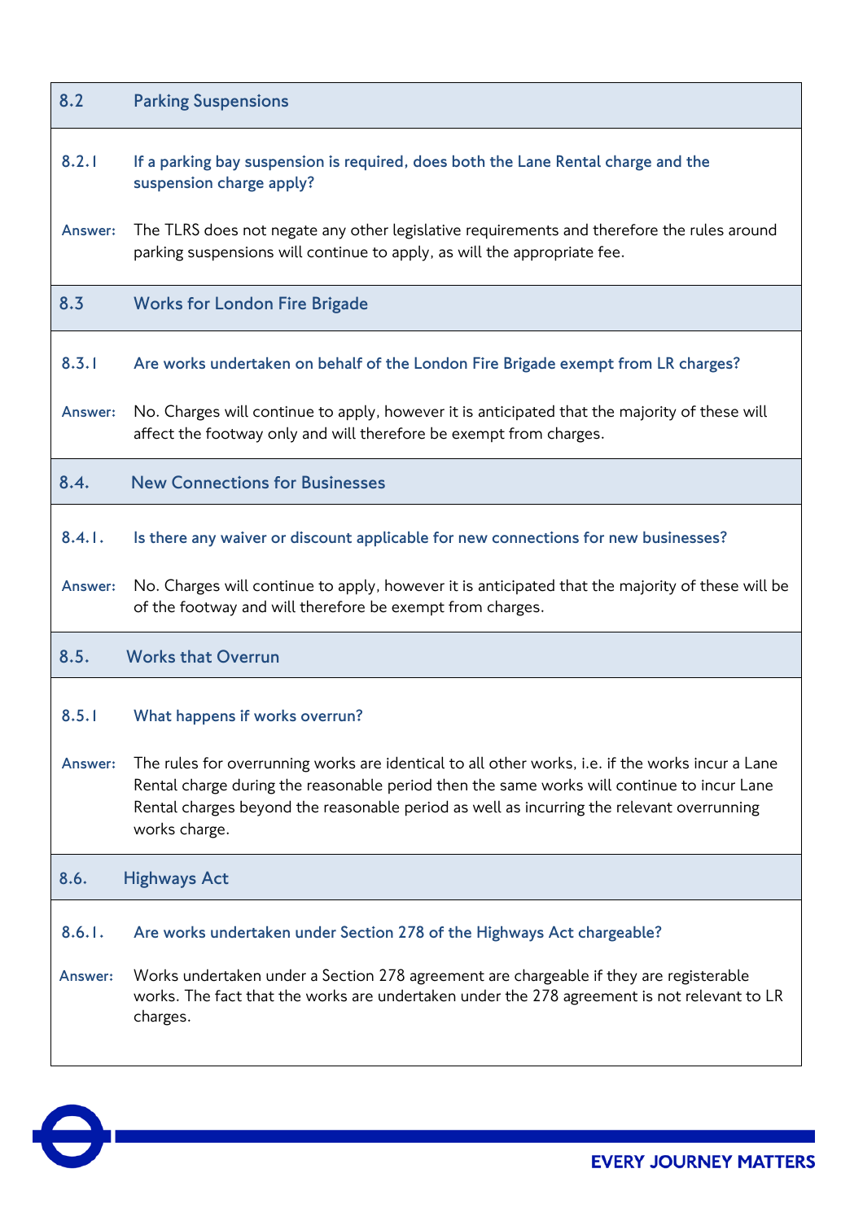## 8.2 Parking Suspensions

**8.2.1 If a parking bay suspension is required, does both the Lane Rental charge and the suspension charge apply?**

**Answer:** The TLRS does not negate any other legislative requirements and therefore the rules around parking suspensions will continue to apply, as will the appropriate fee.

## 8.3 Works for London Fire Brigade

**8.3.1 Are works undertaken on behalf of the London Fire Brigade exempt from LR charges?**

**Answer:** No. Charges will continue to apply, however it is anticipated that the majority of these will affect the footway only and will therefore be exempt from charges.

## 8.4. New Connections for Businesses

**8.4.1. Is there any waiver or discount applicable for new connections for new businesses?**

**Answer:** No. Charges will continue to apply, however it is anticipated that the majority of these will be of the footway and will therefore be exempt from charges.

## 8.5. Works that Overrun

**8.5.1 What happens if works overrun?**

**Answer:** The rules for overrunning works are identical to all other works, i.e. if the works incur a Lane Rental charge during the reasonable period then the same works will continue to incur Lane Rental charges beyond the reasonable period as well as incurring the relevant overrunning works charge.

## 8.6. Highways Act

**8.6.1. Are works undertaken under Section 278 of the Highways Act chargeable?**

**Answer:** Works undertaken under a Section 278 agreement are chargeable if they are registerable works. The fact that the works are undertaken under the 278 agreement is not relevant to LR charges.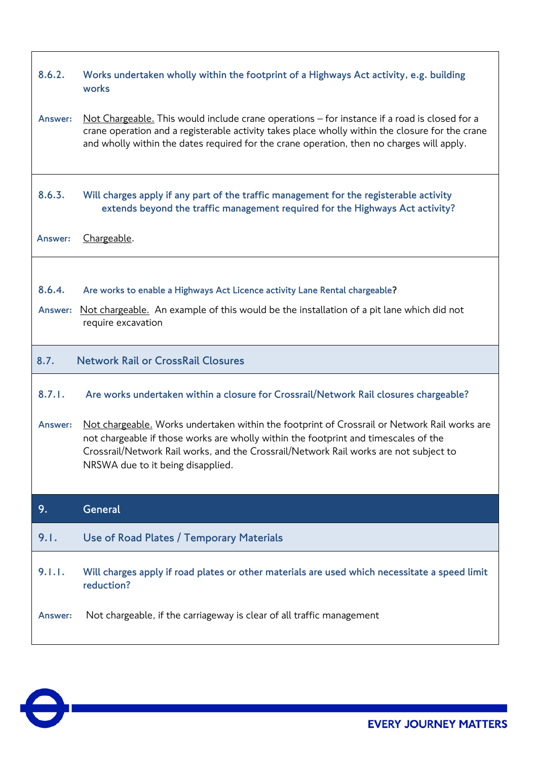**8.6.2. Works undertaken wholly within the footprint of a Highways Act activity, e.g. building works**

Answer: Not Chargeable. This would include crane operations – for instance if a road is closed for a crane operation and a registerable activity takes place wholly within the closure for the crane and wholly within the dates required for the crane operation, then no charges will apply.

**8.6.3. Will charges apply if any part of the traffic management for the registerable activity extends beyond the traffic management required for the Highways Act activity?**

Answer: Chargeable.

**8.6.4. Are works to enable a Highways Act Licence activity Lane Rental chargeable?**

Answer: Not chargeable. An example of this would be the installation of a pit lane which did not require excavation

### 8.7. Network Rail or CrossRail Closures

**8.7.1. Are works undertaken within a closure for Crossrail/Network Rail closures chargeable?**

Answer: Not chargeable. Works undertaken within the footprint of Crossrail or Network Rail works are not chargeable if those works are wholly within the footprint and timescales of the Crossrail/Network Rail works, and the Crossrail/Network Rail works are not subject to NRSWA due to it being disapplied.

## 9. General

### 9.1. Use of Road Plates / Temporary Materials

**9.1.1. Will charges apply if road plates or other materials are used which necessitate a speed limit reduction?**

Answer: Not chargeable, if the carriageway is clear of all traffic management

EVERY JOURNEY MATTERS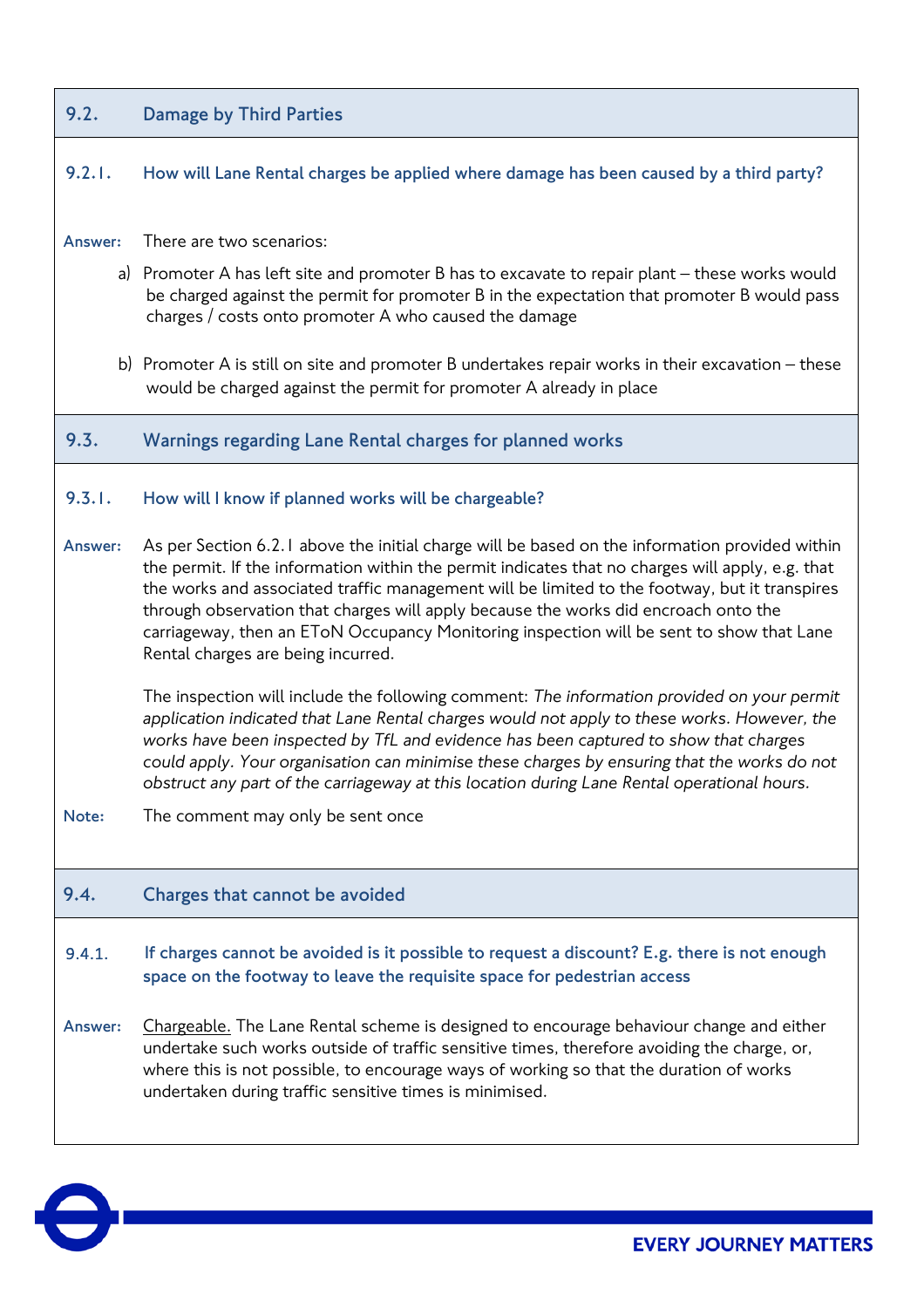## 9.2. Damage by Third Parties

### 9.2.1. How will Lane Rental charges be applied where damage has been caused by a third party?

**Answer:** There are two scenarios:

a) Promoter A has left site and promoter B has to excavate to repair plant – these works would be charged against the permit for promoter B in the expectation that promoter B would pass charges / costs onto promoter A who caused the damage

b) Promoter A is still on site and promoter B undertakes repair works in their excavation – these would be charged against the permit for promoter A already in place

## 9.3. Warnings regarding Lane Rental charges for planned works

### 9.3.1. How will I know if planned works will be chargeable?

**Answer:** As per Section 6.2.1 above the initial charge will be based on the information provided within the permit. If the information within the permit indicates that no charges will apply, e.g. that the works and associated traffic management will be limited to the footway, but it transpires through observation that charges will apply because the works did encroach onto the carriageway, then an ETоN Occupancy Monitoring inspection will be sent to show that Lane Rental charges are being incurred.

The inspection will include the following comment: *The information provided on your permit application indicated that Lane Rental charges would not apply to these works. However, the works have been inspected by TfL and evidence has been captured to show that charges could apply. Your organisation can minimise these charges by ensuring that the works do not obstruct any part of the carriageway at this location during Lane Rental operational hours.*

**Note:** The comment may only be sent once

## 9.4. Charges that cannot be avoided

### 9.4.1. If charges cannot be avoided is it possible to request a discount? E.g. there is not enough space on the footway to leave the requisite space for pedestrian access

**Answer:** Chargeable. The Lane Rental scheme is designed to encourage behaviour change and either undertake such works outside of traffic sensitive times, therefore avoiding the charge, or, where this is not possible, to encourage ways of working so that the duration of works undertaken during traffic sensitive times is minimised.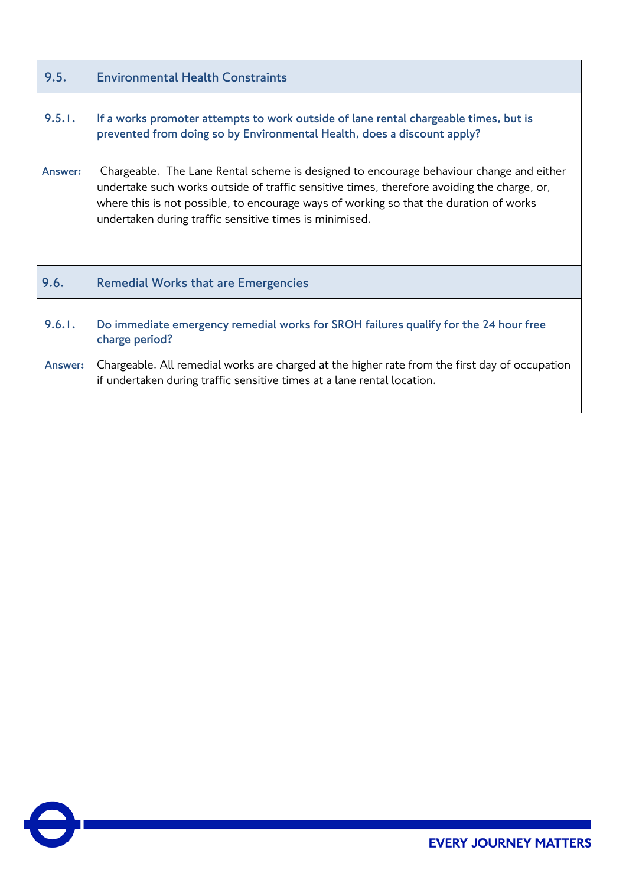## 9.5. Environmental Health Constraints

**9.5.1. If a works promoter attempts to work outside of lane rental chargeable times, but is prevented from doing so by Environmental Health, does a discount apply?**

**Answer:** Chargeable. The Lane Rental scheme is designed to encourage behaviour change and either undertake such works outside of traffic sensitive times, therefore avoiding the charge, or, where this is not possible, to encourage ways of working so that the duration of works undertaken during traffic sensitive times is minimised.

## 9.6. Remedial Works that are Emergencies

**9.6.1. Do immediate emergency remedial works for SROH failures qualify for the 24 hour free charge period?**

**Answer:** Chargeable. All remedial works are charged at the higher rate from the first day of occupation if undertaken during traffic sensitive times at a lane rental location.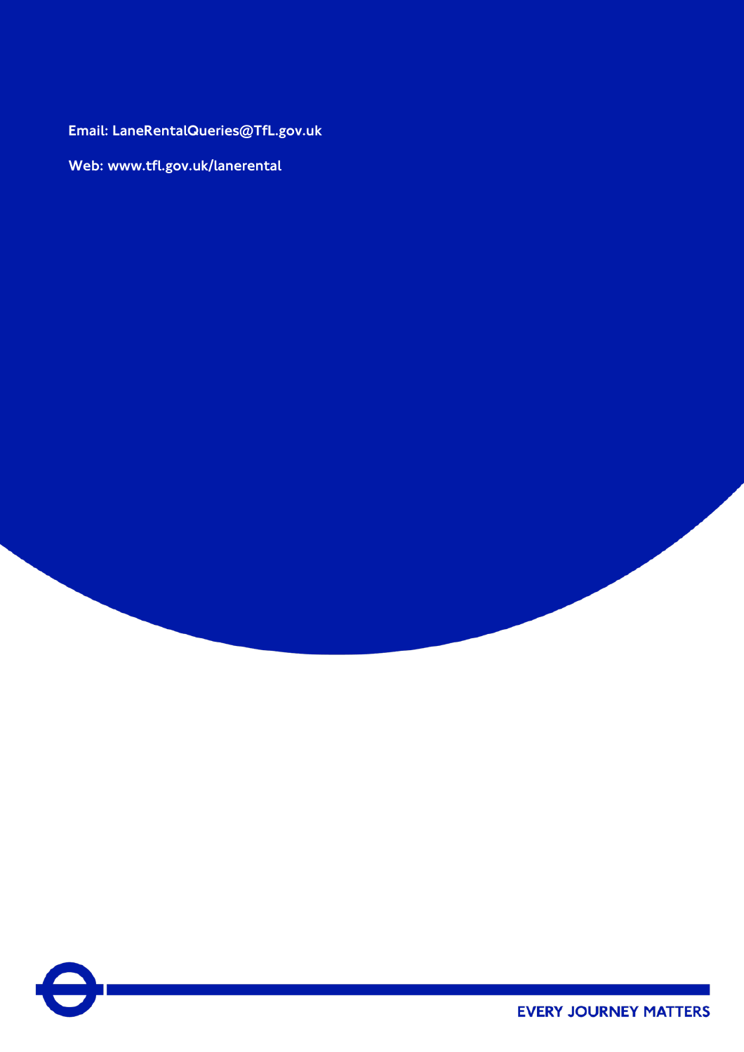Email: LaneRentalQueries@TfL.gov.uk

Web: www.tfl.gov.uk/lanerental

EVERY JOURNEY MATTERS